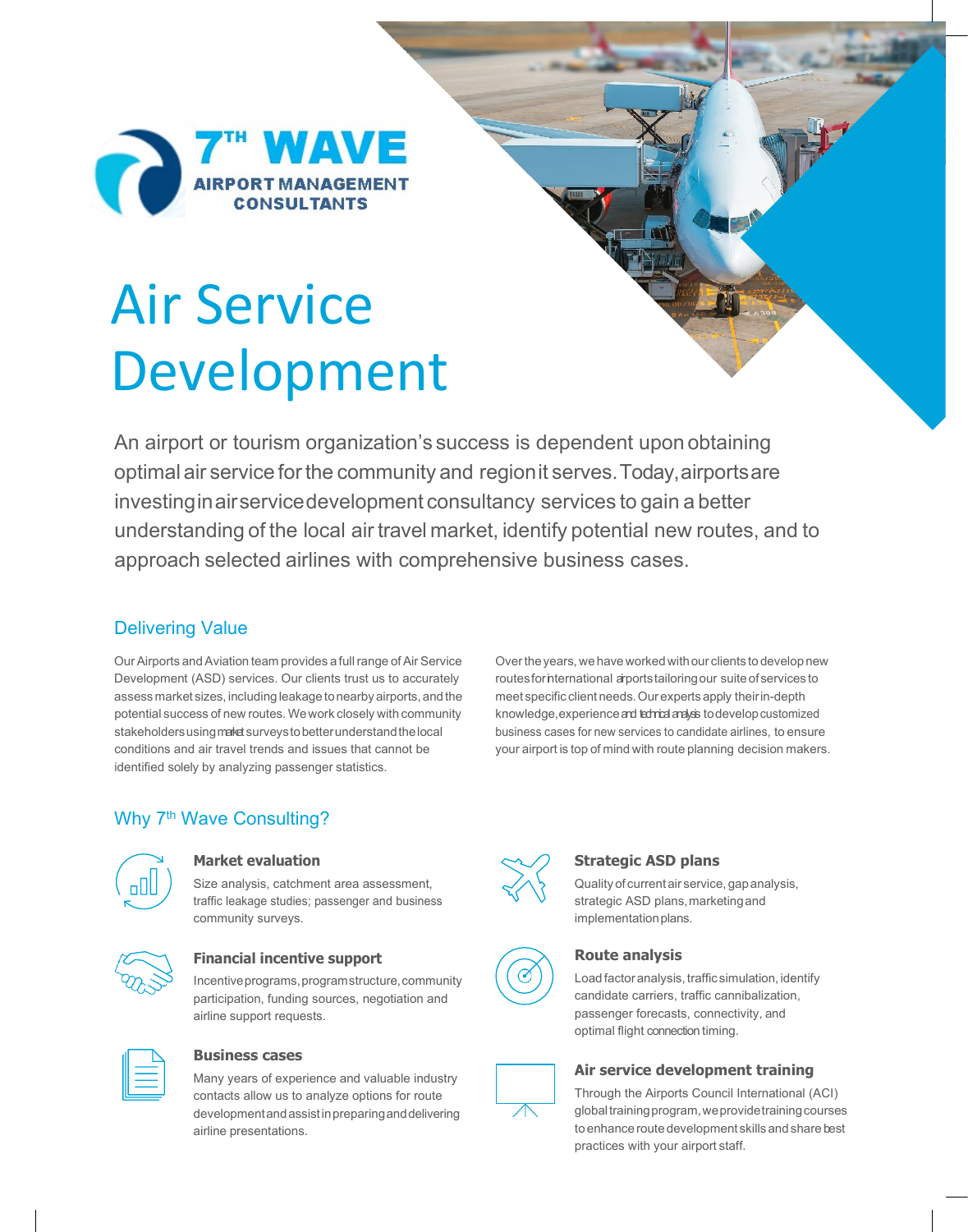7TH WAVE
AIRPORT MANAGEMENT CONSULTANTS

# Air Service Development

An airport or tourism organization's success is dependent upon obtaining optimal air service for the community and region it serves. Today, airports are investing in air service development consultancy services to gain a better understanding of the local air travel market, identify potential new routes, and to approach selected airlines with comprehensive business cases.

## Delivering Value

Our Airports and Aviation team provides a full range of Air Service Development (ASD) services. Our clients trust us to accurately assess market sizes, including leakage to nearby airports, and the potential success of new routes. We work closely with community stakeholders using market surveys to better understand the local conditions and air travel trends and issues that cannot be identified solely by analyzing passenger statistics.

Over the years, we have worked with our clients to develop new routes for international airports tailoring our suite of services to meet specific client needs. Our experts apply their in-depth knowledge, experience and technical analysis to develop customized business cases for new services to candidate airlines, to ensure your airport is top of mind with route planning decision makers.

## Why 7th Wave Consulting?

### Market evaluation

Size analysis, catchment area assessment, traffic leakage studies; passenger and business community surveys.

### Financial incentive support

Incentive programs, program structure, community participation, funding sources, negotiation and airline support requests.

### Business cases

Many years of experience and valuable industry contacts allow us to analyze options for route development and assist in preparing and delivering airline presentations.

### Strategic ASD plans

Quality of current air service, gap analysis, strategic ASD plans, marketing and implementation plans.

### Route analysis

Load factor analysis, traffic simulation, identify candidate carriers, traffic cannibalization, passenger forecasts, connectivity, and optimal flight connection timing.

### Air service development training

Through the Airports Council International (ACI) global training program, we provide training courses to enhance route development skills and share best practices with your airport staff.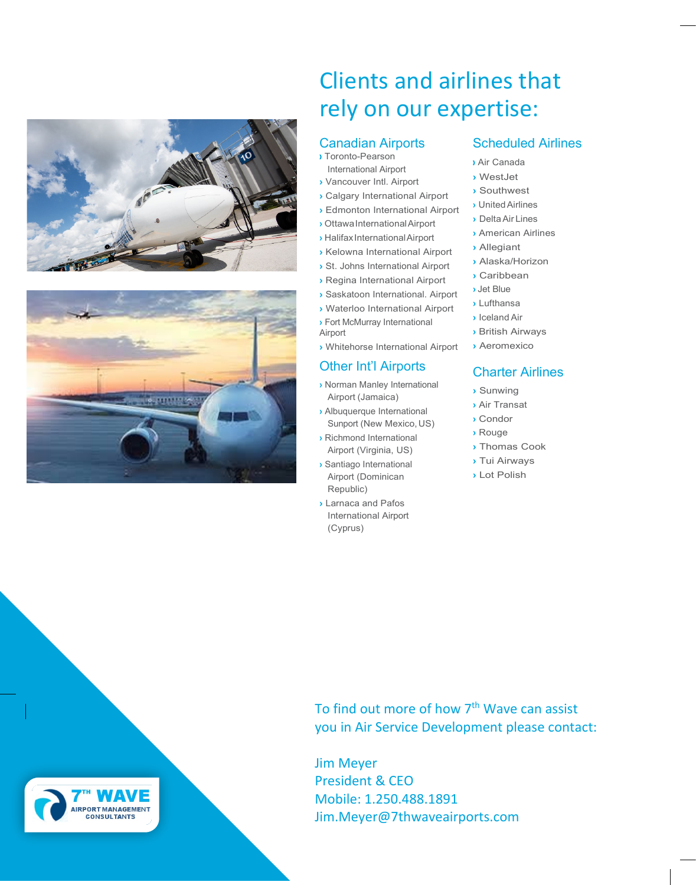# Clients and airlines that rely on our expertise:

## Canadian Airports

- Toronto-Pearson International Airport
- Vancouver Intl. Airport
- Calgary International Airport
- Edmonton International Airport
- Ottawa International Airport
- Halifax International Airport
- Kelowna International Airport
- St. Johns International Airport
- Regina International Airport
- Saskatoon International. Airport
- Waterloo International Airport
- Fort McMurray International Airport
- Whitehorse International Airport

## Other Int'l Airports

- Norman Manley International Airport (Jamaica)
- Albuquerque International Sunport (New Mexico, US)
- Richmond International Airport (Virginia, US)
- Santiago International Airport (Dominican Republic)
- Larnaca and Pafos International Airport (Cyprus)

## Scheduled Airlines

- Air Canada
- WestJet
- Southwest
- United Airlines
- Delta Air Lines
- American Airlines
- Allegiant
- Alaska/Horizon
- Caribbean
- Jet Blue
- Lufthansa
- Iceland Air
- British Airways
- Aeromexico

## Charter Airlines

- Sunwing
- Air Transat
- Condor
- Rouge
- Thomas Cook
- Tui Airways
- Lot Polish

To find out more of how 7th Wave can assist you in Air Service Development please contact:

Jim Meyer
President & CEO
Mobile: 1.250.488.1891
Jim.Meyer@7thwaveairports.com

7TH WAVE AIRPORT MANAGEMENT CONSULTANTS